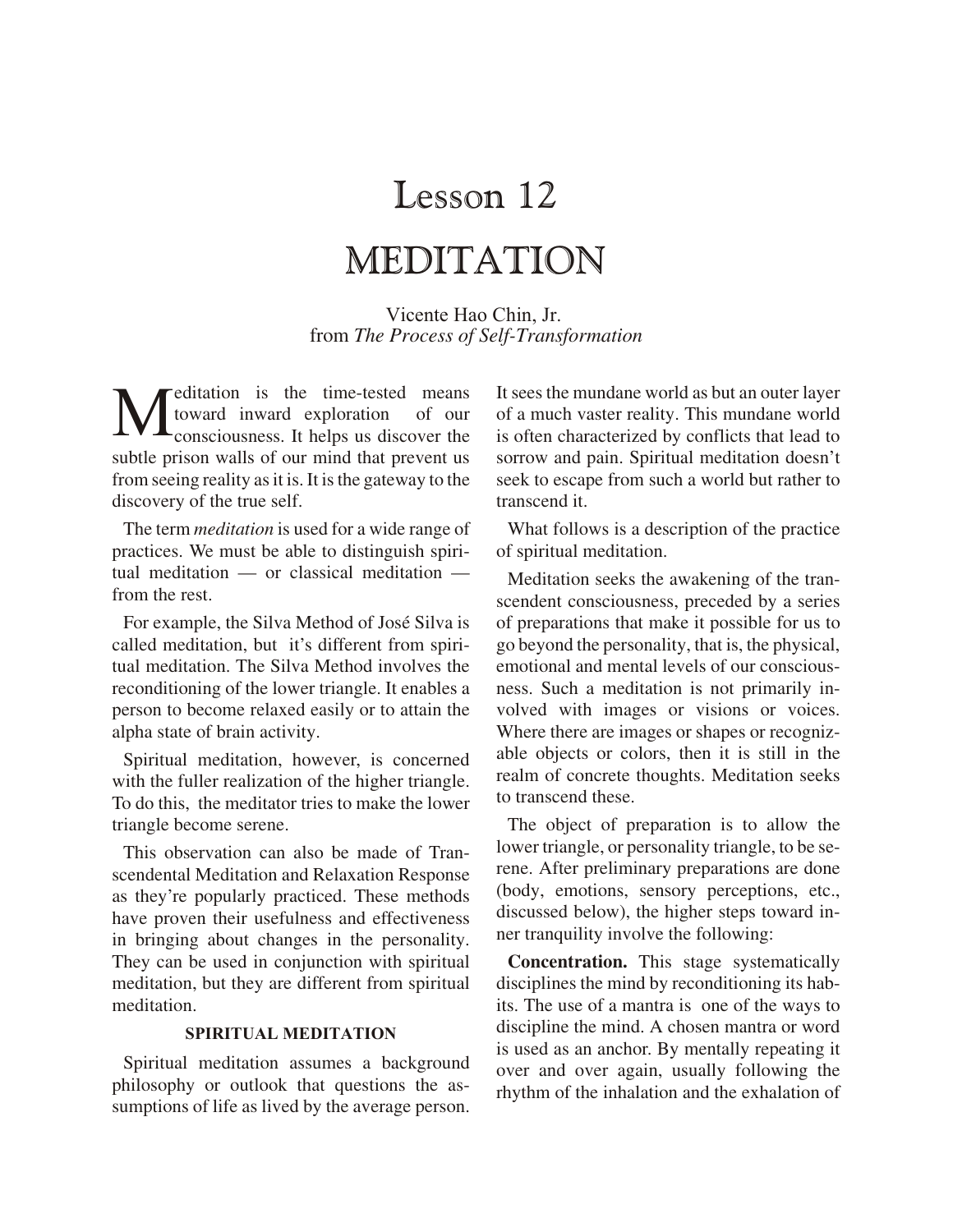# Lesson 12

# MEDITATION

Vicente Hao Chin, Jr.
from *The Process of Self-Transformation*

Meditation is the time-tested means toward inward exploration of our consciousness. It helps us discover the subtle prison walls of our mind that prevent us from seeing reality as it is. It is the gateway to the discovery of the true self.

The term *meditation* is used for a wide range of practices. We must be able to distinguish spiritual meditation — or classical meditation — from the rest.

For example, the Silva Method of José Silva is called meditation, but it's different from spiritual meditation. The Silva Method involves the reconditioning of the lower triangle. It enables a person to become relaxed easily or to attain the alpha state of brain activity.

Spiritual meditation, however, is concerned with the fuller realization of the higher triangle. To do this, the meditator tries to make the lower triangle become serene.

This observation can also be made of Transcendental Meditation and Relaxation Response as they're popularly practiced. These methods have proven their usefulness and effectiveness in bringing about changes in the personality. They can be used in conjunction with spiritual meditation, but they are different from spiritual meditation.

### SPIRITUAL MEDITATION

Spiritual meditation assumes a background philosophy or outlook that questions the assumptions of life as lived by the average person. It sees the mundane world as but an outer layer of a much vaster reality. This mundane world is often characterized by conflicts that lead to sorrow and pain. Spiritual meditation doesn't seek to escape from such a world but rather to transcend it.

What follows is a description of the practice of spiritual meditation.

Meditation seeks the awakening of the transcendent consciousness, preceded by a series of preparations that make it possible for us to go beyond the personality, that is, the physical, emotional and mental levels of our consciousness. Such a meditation is not primarily involved with images or visions or voices. Where there are images or shapes or recognizable objects or colors, then it is still in the realm of concrete thoughts. Meditation seeks to transcend these.

The object of preparation is to allow the lower triangle, or personality triangle, to be serene. After preliminary preparations are done (body, emotions, sensory perceptions, etc., discussed below), the higher steps toward inner tranquility involve the following:

**Concentration.** This stage systematically disciplines the mind by reconditioning its habits. The use of a mantra is one of the ways to discipline the mind. A chosen mantra or word is used as an anchor. By mentally repeating it over and over again, usually following the rhythm of the inhalation and the exhalation of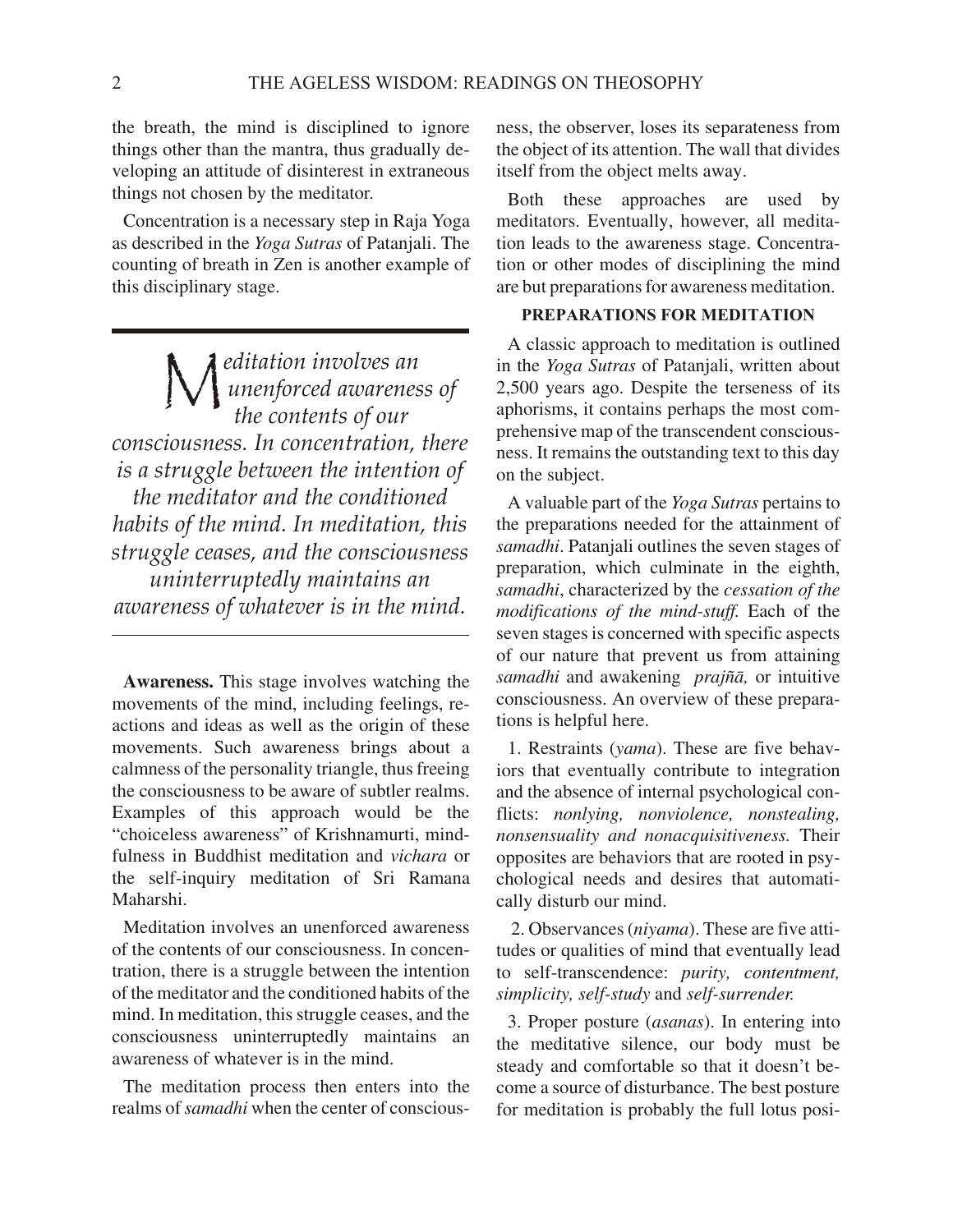the breath, the mind is disciplined to ignore things other than the mantra, thus gradually developing an attitude of disinterest in extraneous things not chosen by the meditator.

Concentration is a necessary step in Raja Yoga as described in the *Yoga Sutras* of Patanjali. The counting of breath in Zen is another example of this disciplinary stage.

> *Meditation involves an unenforced awareness of the contents of our consciousness. In concentration, there is a struggle between the intention of the meditator and the conditioned habits of the mind. In meditation, this struggle ceases, and the consciousness uninterruptedly maintains an awareness of whatever is in the mind.*

**Awareness.** This stage involves watching the movements of the mind, including feelings, reactions and ideas as well as the origin of these movements. Such awareness brings about a calmness of the personality triangle, thus freeing the consciousness to be aware of subtler realms. Examples of this approach would be the "choiceless awareness" of Krishnamurti, mindfulness in Buddhist meditation and *vichara* or the self-inquiry meditation of Sri Ramana Maharshi.

Meditation involves an unenforced awareness of the contents of our consciousness. In concentration, there is a struggle between the intention of the meditator and the conditioned habits of the mind. In meditation, this struggle ceases, and the consciousness uninterruptedly maintains an awareness of whatever is in the mind.

The meditation process then enters into the realms of *samadhi* when the center of consciousness, the observer, loses its separateness from the object of its attention. The wall that divides itself from the object melts away.

Both these approaches are used by meditators. Eventually, however, all meditation leads to the awareness stage. Concentration or other modes of disciplining the mind are but preparations for awareness meditation.

### PREPARATIONS FOR MEDITATION

A classic approach to meditation is outlined in the *Yoga Sutras* of Patanjali, written about 2,500 years ago. Despite the terseness of its aphorisms, it contains perhaps the most comprehensive map of the transcendent consciousness. It remains the outstanding text to this day on the subject.

A valuable part of the *Yoga Sutras* pertains to the preparations needed for the attainment of *samadhi*. Patanjali outlines the seven stages of preparation, which culminate in the eighth, *samadhi*, characterized by the *cessation of the modifications of the mind-stuff.* Each of the seven stages is concerned with specific aspects of our nature that prevent us from attaining *samadhi* and awakening *prajñā,* or intuitive consciousness. An overview of these preparations is helpful here.

1. Restraints (*yama*). These are five behaviors that eventually contribute to integration and the absence of internal psychological conflicts: *nonlying, nonviolence, nonstealing, nonsensuality and nonacquisitiveness.* Their opposites are behaviors that are rooted in psychological needs and desires that automatically disturb our mind.

2. Observances (*niyama*). These are five attitudes or qualities of mind that eventually lead to self-transcendence: *purity, contentment, simplicity, self-study* and *self-surrender.*

3. Proper posture (*asanas*). In entering into the meditative silence, our body must be steady and comfortable so that it doesn't become a source of disturbance. The best posture for meditation is probably the full lotus posi-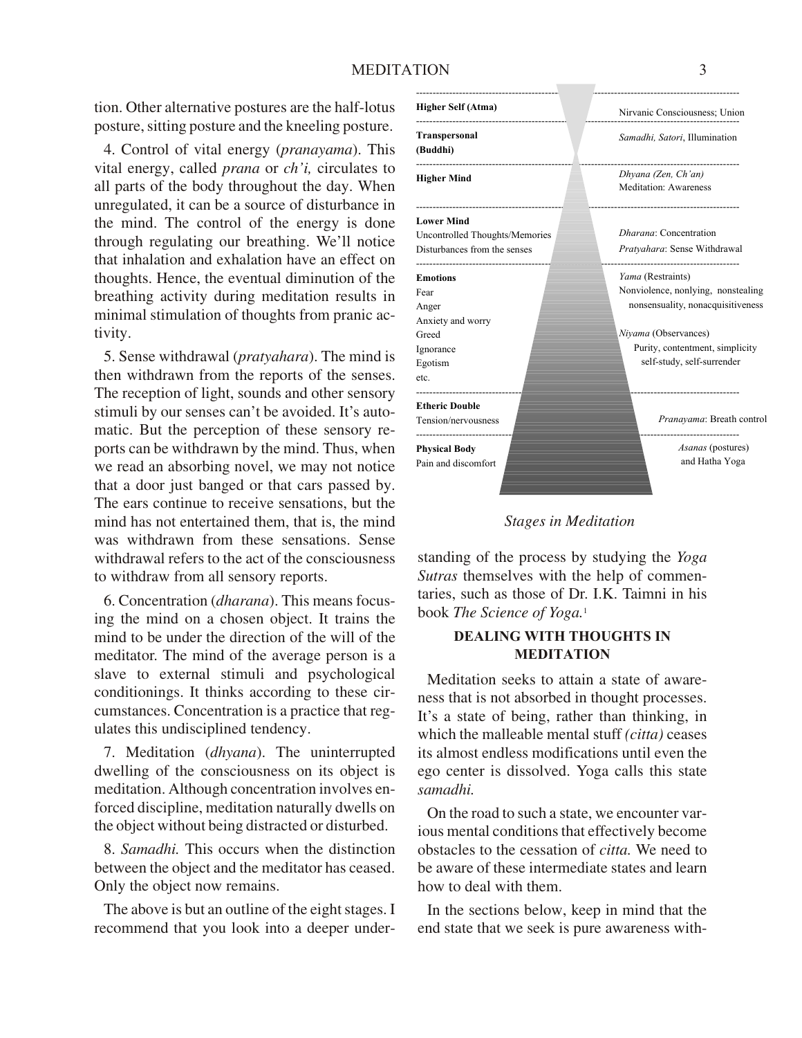tion. Other alternative postures are the half-lotus posture, sitting posture and the kneeling posture.

4. Control of vital energy (*pranayama*). This vital energy, called *prana* or *ch'i,* circulates to all parts of the body throughout the day. When unregulated, it can be a source of disturbance in the mind. The control of the energy is done through regulating our breathing. We'll notice that inhalation and exhalation have an effect on thoughts. Hence, the eventual diminution of the breathing activity during meditation results in minimal stimulation of thoughts from pranic activity.

5. Sense withdrawal (*pratyahara*). The mind is then withdrawn from the reports of the senses. The reception of light, sounds and other sensory stimuli by our senses can't be avoided. It's automatic. But the perception of these sensory reports can be withdrawn by the mind. Thus, when we read an absorbing novel, we may not notice that a door just banged or that cars passed by. The ears continue to receive sensations, but the mind has not entertained them, that is, the mind was withdrawn from these sensations. Sense withdrawal refers to the act of the consciousness to withdraw from all sensory reports.

6. Concentration (*dharana*). This means focusing the mind on a chosen object. It trains the mind to be under the direction of the will of the meditator. The mind of the average person is a slave to external stimuli and psychological conditionings. It thinks according to these circumstances. Concentration is a practice that regulates this undisciplined tendency.

7. Meditation (*dhyana*). The uninterrupted dwelling of the consciousness on its object is meditation. Although concentration involves enforced discipline, meditation naturally dwells on the object without being distracted or disturbed.

8. *Samadhi.* This occurs when the distinction between the object and the meditator has ceased. Only the object now remains.

The above is but an outline of the eight stages. I recommend that you look into a deeper under-

| | |
|---|---|
| **Higher Self (Atma)** | Nirvanic Consciousness; Union |
| **Transpersonal (Buddhi)** | *Samadhi, Satori*, Illumination |
| **Higher Mind** | *Dhyana (Zen, Ch'an)* Meditation: Awareness |
| **Lower Mind** Uncontrolled Thoughts/Memories Disturbances from the senses | *Dharana*: Concentration *Pratyahara*: Sense Withdrawal |
| **Emotions** Fear Anger Anxiety and worry Greed Ignorance Egotism etc. | *Yama* (Restraints) Nonviolence, nonlying, nonstealing nonsensuality, nonacquisitiveness *Niyama* (Observances) Purity, contentment, simplicity self-study, self-surrender |
| **Etheric Double** Tension/nervousness | *Pranayama*: Breath control |
| **Physical Body** Pain and discomfort | *Asanas* (postures) and Hatha Yoga |

*Stages in Meditation*

standing of the process by studying the *Yoga Sutras* themselves with the help of commentaries, such as those of Dr. I.K. Taimni in his book *The Science of Yoga.*[1]

## DEALING WITH THOUGHTS IN MEDITATION

Meditation seeks to attain a state of awareness that is not absorbed in thought processes. It's a state of being, rather than thinking, in which the malleable mental stuff *(citta)* ceases its almost endless modifications until even the ego center is dissolved. Yoga calls this state *samadhi.*

On the road to such a state, we encounter various mental conditions that effectively become obstacles to the cessation of *citta.* We need to be aware of these intermediate states and learn how to deal with them.

In the sections below, keep in mind that the end state that we seek is pure awareness with-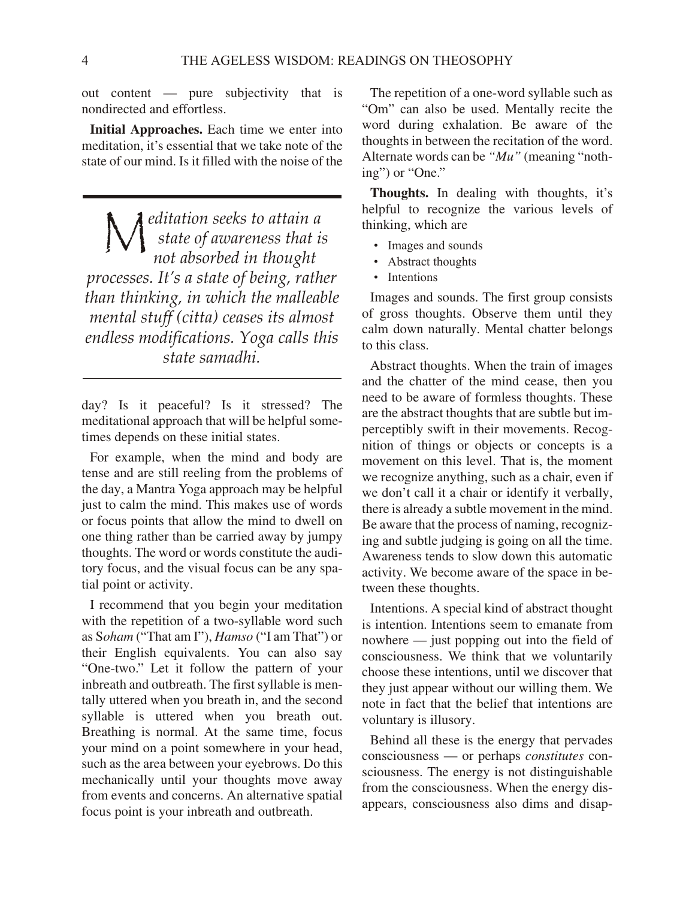out content — pure subjectivity that is nondirected and effortless.

**Initial Approaches.** Each time we enter into meditation, it's essential that we take note of the state of our mind. Is it filled with the noise of the day? Is it peaceful? Is it stressed? The meditational approach that will be helpful sometimes depends on these initial states.

> *Meditation seeks to attain a state of awareness that is not absorbed in thought processes. It's a state of being, rather than thinking, in which the malleable mental stuff (citta) ceases its almost endless modifications. Yoga calls this state samadhi.*

For example, when the mind and body are tense and are still reeling from the problems of the day, a Mantra Yoga approach may be helpful just to calm the mind. This makes use of words or focus points that allow the mind to dwell on one thing rather than be carried away by jumpy thoughts. The word or words constitute the auditory focus, and the visual focus can be any spatial point or activity.

I recommend that you begin your meditation with the repetition of a two-syllable word such as S*oham* ("That am I"), *Hamso* ("I am That") or their English equivalents. You can also say "One-two." Let it follow the pattern of your inbreath and outbreath. The first syllable is mentally uttered when you breath in, and the second syllable is uttered when you breath out. Breathing is normal. At the same time, focus your mind on a point somewhere in your head, such as the area between your eyebrows. Do this mechanically until your thoughts move away from events and concerns. An alternative spatial focus point is your inbreath and outbreath.

The repetition of a one-word syllable such as "Om" can also be used. Mentally recite the word during exhalation. Be aware of the thoughts in between the recitation of the word. Alternate words can be *"Mu"* (meaning "nothing") or "One."

**Thoughts.** In dealing with thoughts, it's helpful to recognize the various levels of thinking, which are

- Images and sounds
- Abstract thoughts
- Intentions

Images and sounds. The first group consists of gross thoughts. Observe them until they calm down naturally. Mental chatter belongs to this class.

Abstract thoughts. When the train of images and the chatter of the mind cease, then you need to be aware of formless thoughts. These are the abstract thoughts that are subtle but imperceptibly swift in their movements. Recognition of things or objects or concepts is a movement on this level. That is, the moment we recognize anything, such as a chair, even if we don't call it a chair or identify it verbally, there is already a subtle movement in the mind. Be aware that the process of naming, recognizing and subtle judging is going on all the time. Awareness tends to slow down this automatic activity. We become aware of the space in between these thoughts.

Intentions. A special kind of abstract thought is intention. Intentions seem to emanate from nowhere — just popping out into the field of consciousness. We think that we voluntarily choose these intentions, until we discover that they just appear without our willing them. We note in fact that the belief that intentions are voluntary is illusory.

Behind all these is the energy that pervades consciousness — or perhaps *constitutes* consciousness. The energy is not distinguishable from the consciousness. When the energy disappears, consciousness also dims and disap-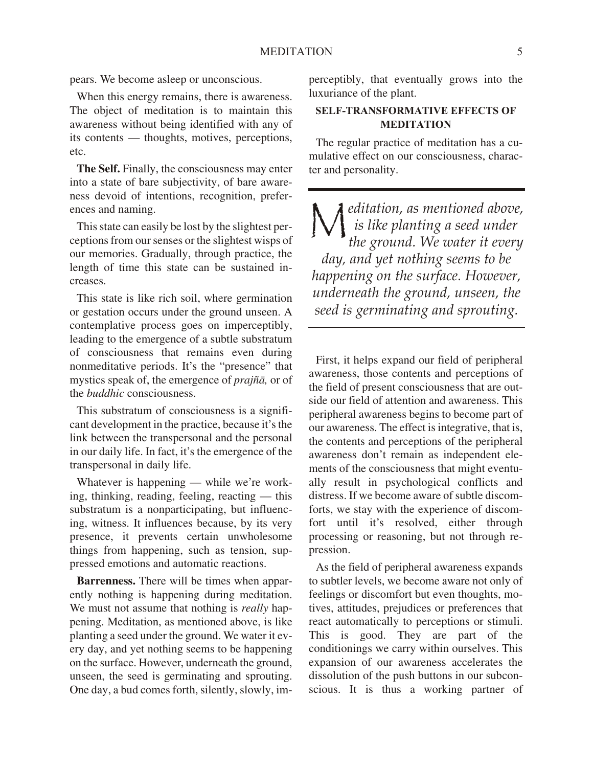pears. We become asleep or unconscious.

When this energy remains, there is awareness. The object of meditation is to maintain this awareness without being identified with any of its contents — thoughts, motives, perceptions, etc.

**The Self.** Finally, the consciousness may enter into a state of bare subjectivity, of bare awareness devoid of intentions, recognition, preferences and naming.

This state can easily be lost by the slightest perceptions from our senses or the slightest wisps of our memories. Gradually, through practice, the length of time this state can be sustained increases.

This state is like rich soil, where germination or gestation occurs under the ground unseen. A contemplative process goes on imperceptibly, leading to the emergence of a subtle substratum of consciousness that remains even during nonmeditative periods. It's the "presence" that mystics speak of, the emergence of *prajñā,* or of the *buddhic* consciousness.

This substratum of consciousness is a significant development in the practice, because it's the link between the transpersonal and the personal in our daily life. In fact, it's the emergence of the transpersonal in daily life.

Whatever is happening — while we're working, thinking, reading, feeling, reacting — this substratum is a nonparticipating, but influencing, witness. It influences because, by its very presence, it prevents certain unwholesome things from happening, such as tension, suppressed emotions and automatic reactions.

**Barrenness.** There will be times when apparently nothing is happening during meditation. We must not assume that nothing is *really* happening. Meditation, as mentioned above, is like planting a seed under the ground. We water it every day, and yet nothing seems to be happening on the surface. However, underneath the ground, unseen, the seed is germinating and sprouting. One day, a bud comes forth, silently, slowly, imperceptibly, that eventually grows into the luxuriance of the plant.

## SELF-TRANSFORMATIVE EFFECTS OF MEDITATION

The regular practice of meditation has a cumulative effect on our consciousness, character and personality.

> *Meditation, as mentioned above, is like planting a seed under the ground. We water it every day, and yet nothing seems to be happening on the surface. However, underneath the ground, unseen, the seed is germinating and sprouting.*

First, it helps expand our field of peripheral awareness, those contents and perceptions of the field of present consciousness that are outside our field of attention and awareness. This peripheral awareness begins to become part of our awareness. The effect is integrative, that is, the contents and perceptions of the peripheral awareness don't remain as independent elements of the consciousness that might eventually result in psychological conflicts and distress. If we become aware of subtle discomforts, we stay with the experience of discomfort until it's resolved, either through processing or reasoning, but not through repression.

As the field of peripheral awareness expands to subtler levels, we become aware not only of feelings or discomfort but even thoughts, motives, attitudes, prejudices or preferences that react automatically to perceptions or stimuli. This is good. They are part of the conditionings we carry within ourselves. This expansion of our awareness accelerates the dissolution of the push buttons in our subconscious. It is thus a working partner of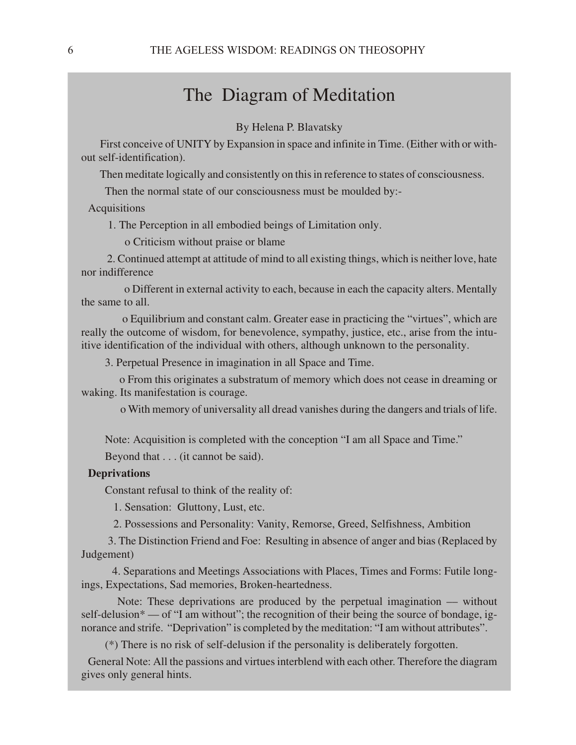# The Diagram of Meditation

By Helena P. Blavatsky

First conceive of UNITY by Expansion in space and infinite in Time. (Either with or without self-identification).

Then meditate logically and consistently on this in reference to states of consciousness.

Then the normal state of our consciousness must be moulded by:-

Acquisitions

1. The Perception in all embodied beings of Limitation only.
   - o Criticism without praise or blame
2. Continued attempt at attitude of mind to all existing things, which is neither love, hate nor indifference
   - o Different in external activity to each, because in each the capacity alters. Mentally the same to all.
   - o Equilibrium and constant calm. Greater ease in practicing the "virtues", which are really the outcome of wisdom, for benevolence, sympathy, justice, etc., arise from the intuitive identification of the individual with others, although unknown to the personality.
3. Perpetual Presence in imagination in all Space and Time.
   - o From this originates a substratum of memory which does not cease in dreaming or waking. Its manifestation is courage.
   - o With memory of universality all dread vanishes during the dangers and trials of life.

Note: Acquisition is completed with the conception "I am all Space and Time."

Beyond that . . . (it cannot be said).

**Deprivations**

Constant refusal to think of the reality of:

1. Sensation: Gluttony, Lust, etc.
2. Possessions and Personality: Vanity, Remorse, Greed, Selfishness, Ambition
3. The Distinction Friend and Foe: Resulting in absence of anger and bias (Replaced by Judgement)
4. Separations and Meetings Associations with Places, Times and Forms: Futile longings, Expectations, Sad memories, Broken-heartedness.

Note: These deprivations are produced by the perpetual imagination — without self-delusion* — of "I am without"; the recognition of their being the source of bondage, ignorance and strife. "Deprivation" is completed by the meditation: "I am without attributes".

(*) There is no risk of self-delusion if the personality is deliberately forgotten.

General Note: All the passions and virtues interblend with each other. Therefore the diagram gives only general hints.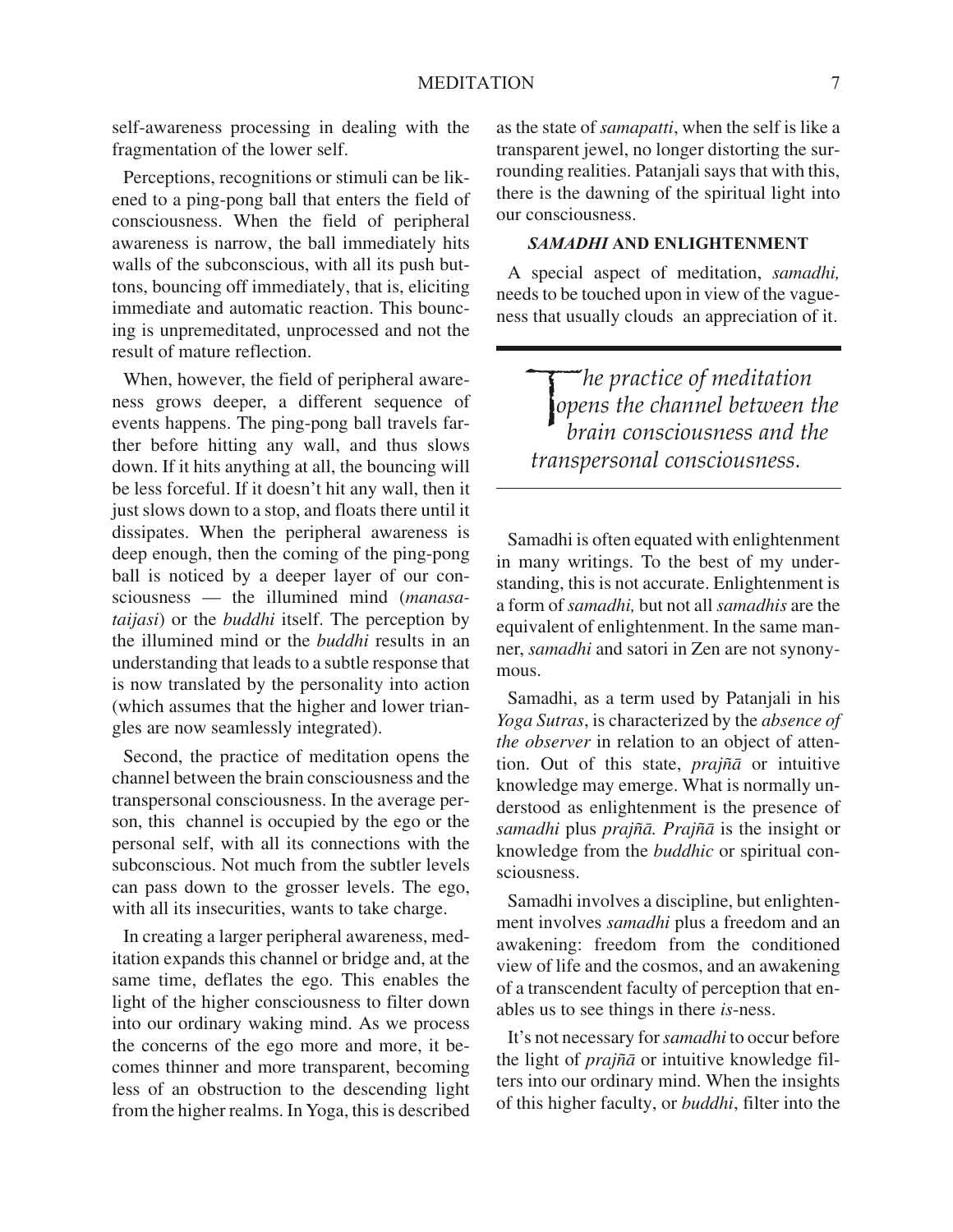self-awareness processing in dealing with the fragmentation of the lower self.

Perceptions, recognitions or stimuli can be likened to a ping-pong ball that enters the field of consciousness. When the field of peripheral awareness is narrow, the ball immediately hits walls of the subconscious, with all its push buttons, bouncing off immediately, that is, eliciting immediate and automatic reaction. This bouncing is unpremeditated, unprocessed and not the result of mature reflection.

When, however, the field of peripheral awareness grows deeper, a different sequence of events happens. The ping-pong ball travels farther before hitting any wall, and thus slows down. If it hits anything at all, the bouncing will be less forceful. If it doesn't hit any wall, then it just slows down to a stop, and floats there until it dissipates. When the peripheral awareness is deep enough, then the coming of the ping-pong ball is noticed by a deeper layer of our consciousness — the illumined mind (*manasa-taijasi*) or the *buddhi* itself. The perception by the illumined mind or the *buddhi* results in an understanding that leads to a subtle response that is now translated by the personality into action (which assumes that the higher and lower triangles are now seamlessly integrated).

Second, the practice of meditation opens the channel between the brain consciousness and the transpersonal consciousness. In the average person, this channel is occupied by the ego or the personal self, with all its connections with the subconscious. Not much from the subtler levels can pass down to the grosser levels. The ego, with all its insecurities, wants to take charge.

In creating a larger peripheral awareness, meditation expands this channel or bridge and, at the same time, deflates the ego. This enables the light of the higher consciousness to filter down into our ordinary waking mind. As we process the concerns of the ego more and more, it becomes thinner and more transparent, becoming less of an obstruction to the descending light from the higher realms. In Yoga, this is described as the state of *samapatti*, when the self is like a transparent jewel, no longer distorting the surrounding realities. Patanjali says that with this, there is the dawning of the spiritual light into our consciousness.

### *SAMADHI* AND ENLIGHTENMENT

A special aspect of meditation, *samadhi,* needs to be touched upon in view of the vagueness that usually clouds an appreciation of it.

> *The practice of meditation opens the channel between the brain consciousness and the transpersonal consciousness.*

Samadhi is often equated with enlightenment in many writings. To the best of my understanding, this is not accurate. Enlightenment is a form of *samadhi,* but not all *samadhis* are the equivalent of enlightenment. In the same manner, *samadhi* and satori in Zen are not synonymous.

Samadhi, as a term used by Patanjali in his *Yoga Sutras*, is characterized by the *absence of the observer* in relation to an object of attention. Out of this state, *prajñā* or intuitive knowledge may emerge. What is normally understood as enlightenment is the presence of *samadhi* plus *prajñā. Prajñā* is the insight or knowledge from the *buddhic* or spiritual consciousness.

Samadhi involves a discipline, but enlightenment involves *samadhi* plus a freedom and an awakening: freedom from the conditioned view of life and the cosmos, and an awakening of a transcendent faculty of perception that enables us to see things in there *is*-ness.

It's not necessary for *samadhi* to occur before the light of *prajñā* or intuitive knowledge filters into our ordinary mind. When the insights of this higher faculty, or *buddhi*, filter into the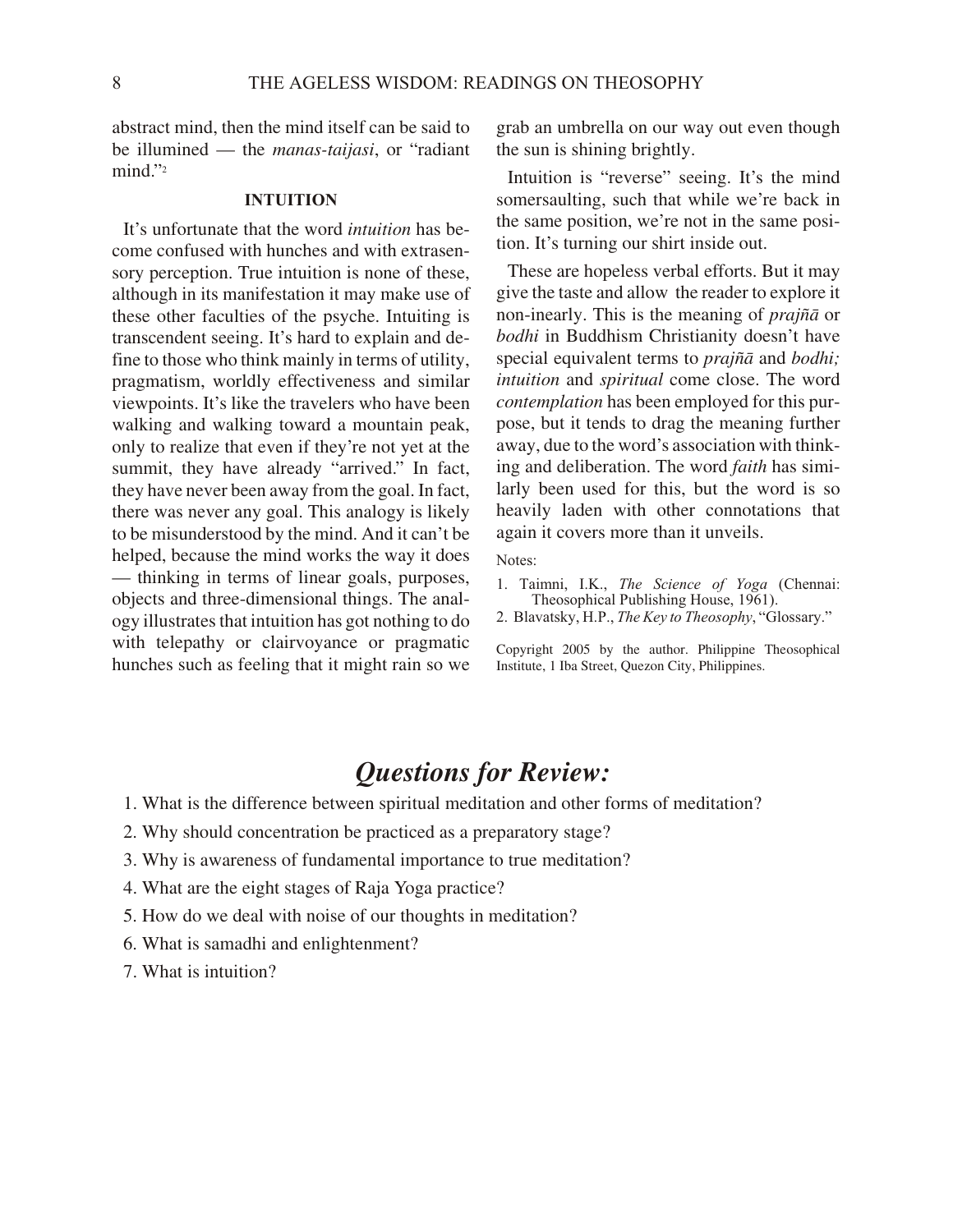abstract mind, then the mind itself can be said to be illumined — the *manas-taijasi*, or "radiant mind."[2]

### INTUITION

It's unfortunate that the word *intuition* has become confused with hunches and with extrasensory perception. True intuition is none of these, although in its manifestation it may make use of these other faculties of the psyche. Intuiting is transcendent seeing. It's hard to explain and define to those who think mainly in terms of utility, pragmatism, worldly effectiveness and similar viewpoints. It's like the travelers who have been walking and walking toward a mountain peak, only to realize that even if they're not yet at the summit, they have already "arrived." In fact, they have never been away from the goal. In fact, there was never any goal. This analogy is likely to be misunderstood by the mind. And it can't be helped, because the mind works the way it does — thinking in terms of linear goals, purposes, objects and three-dimensional things. The analogy illustrates that intuition has got nothing to do with telepathy or clairvoyance or pragmatic hunches such as feeling that it might rain so we grab an umbrella on our way out even though the sun is shining brightly.

Intuition is "reverse" seeing. It's the mind somersaulting, such that while we're back in the same position, we're not in the same position. It's turning our shirt inside out.

These are hopeless verbal efforts. But it may give the taste and allow the reader to explore it non-inearly. This is the meaning of *prajñā* or *bodhi* in Buddhism Christianity doesn't have special equivalent terms to *prajñā* and *bodhi; intuition* and *spiritual* come close. The word *contemplation* has been employed for this purpose, but it tends to drag the meaning further away, due to the word's association with thinking and deliberation. The word *faith* has similarly been used for this, but the word is so heavily laden with other connotations that again it covers more than it unveils.

Notes:

1. Taimni, I.K., *The Science of Yoga* (Chennai: Theosophical Publishing House, 1961).
2. Blavatsky, H.P., *The Key to Theosophy*, "Glossary."

Copyright 2005 by the author. Philippine Theosophical Institute, 1 Iba Street, Quezon City, Philippines.

## *Questions for Review:*

1. What is the difference between spiritual meditation and other forms of meditation?
2. Why should concentration be practiced as a preparatory stage?
3. Why is awareness of fundamental importance to true meditation?
4. What are the eight stages of Raja Yoga practice?
5. How do we deal with noise of our thoughts in meditation?
6. What is samadhi and enlightenment?
7. What is intuition?